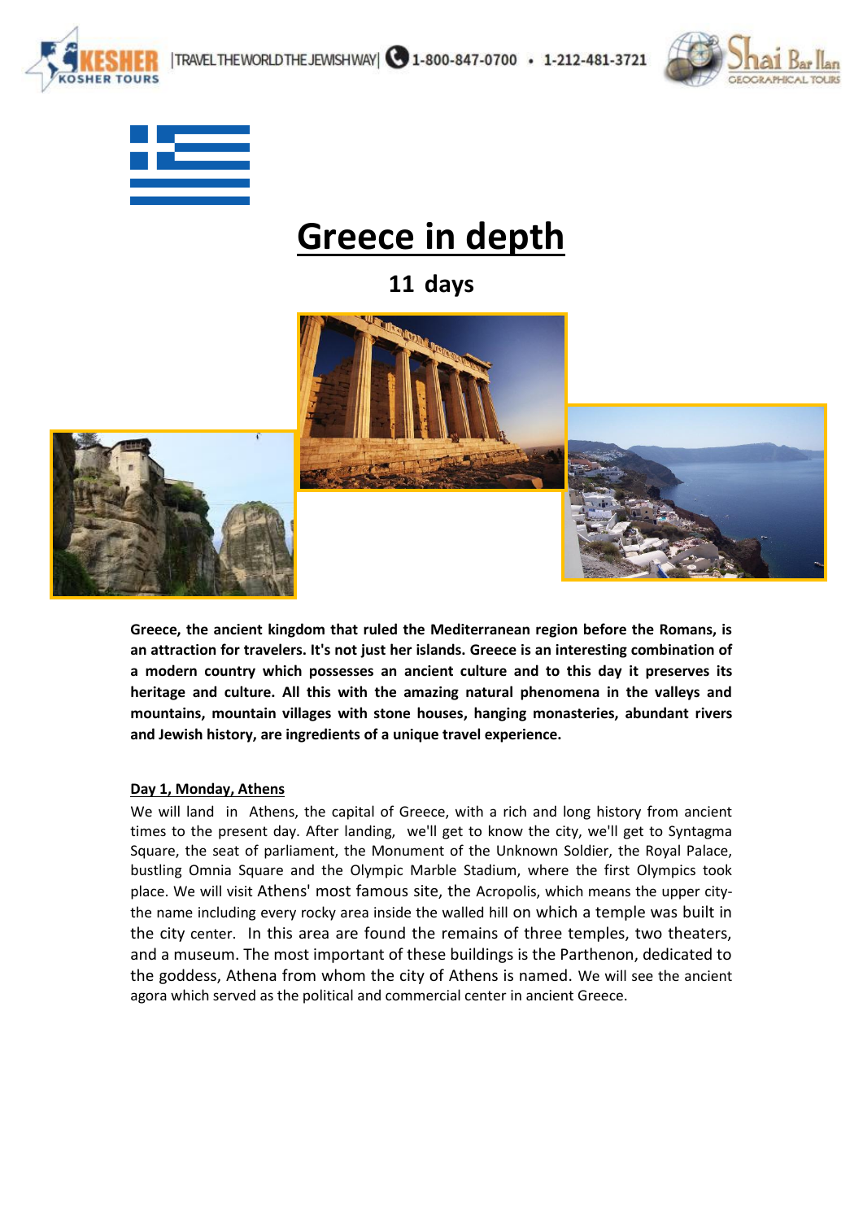# Greece in depth

## 11 days

**Greece, the ancient kingdom that ruled the Mediterranean region before the Romans, is an attraction for travelers. It's not just her islands. Greece is an interesting combination of a modern country which possesses an ancient culture and to this day it preserves its heritage and culture. All this with the amazing natural phenomena in the valleys and mountains, mountain villages with stone houses, hanging monasteries, abundant rivers and Jewish history, are ingredients of a unique travel experience.**

**Day 1, Monday, Athens**

We will land in Athens, the capital of Greece, with a rich and long history from ancient times to the present day. After landing, we'll get to know the city, we'll get to Syntagma Square, the seat of parliament, the Monument of the Unknown Soldier, the Royal Palace, bustling Omnia Square and the Olympic Marble Stadium, where the first Olympics took place. We will visit Athens' most famous site, the Acropolis, which means the upper city- the name including every rocky area inside the walled hill on which a temple was built in the city center. In this area are found the remains of three temples, two theaters, and a museum. The most important of these buildings is the Parthenon, dedicated to the goddess, Athena from whom the city of Athens is named. We will see the ancient agora which served as the political and commercial center in ancient Greece.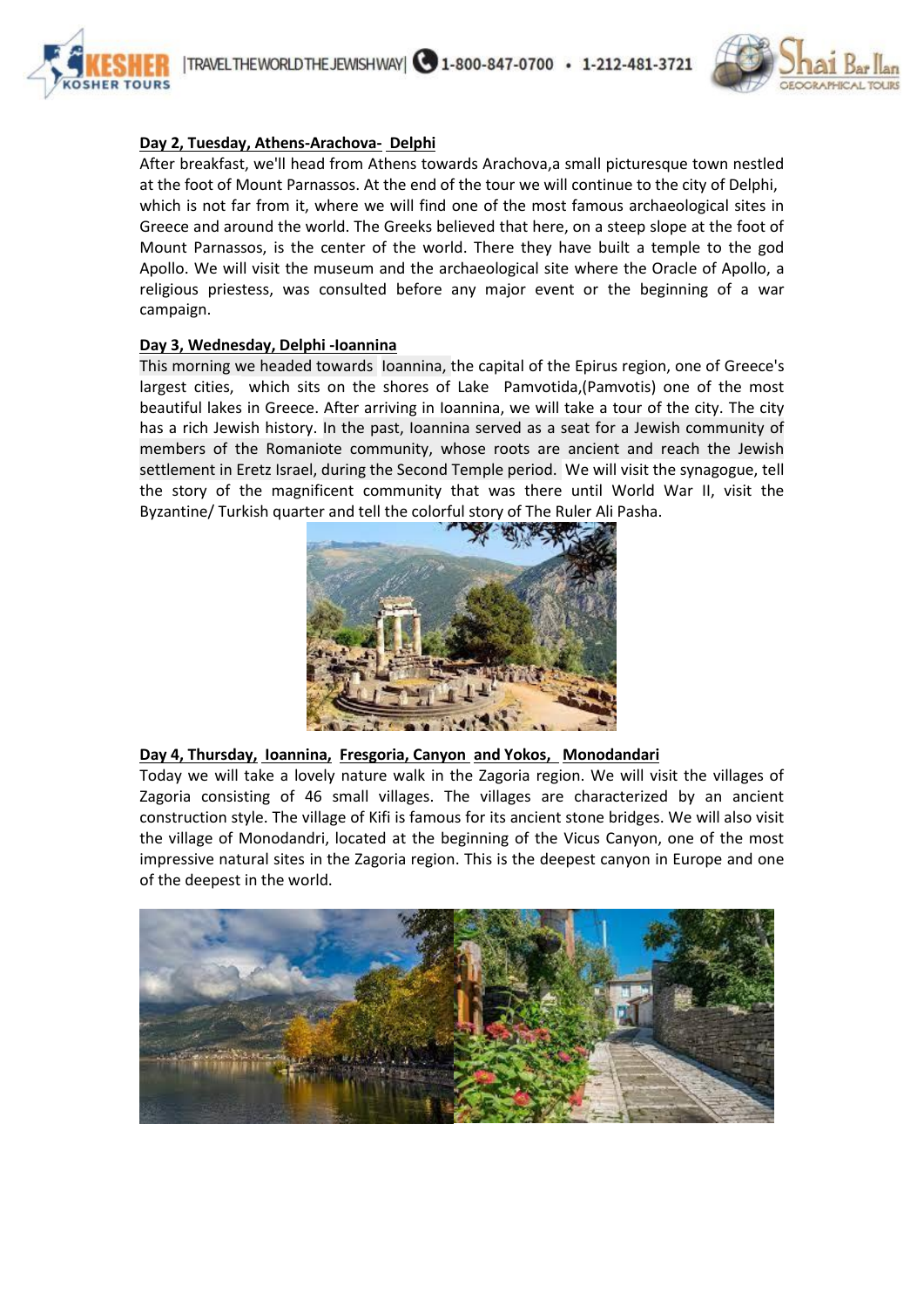**Day 2, Tuesday, Athens-Arachova- Delphi**

After breakfast, we'll head from Athens towards Arachova,a small picturesque town nestled at the foot of Mount Parnassos. At the end of the tour we will continue to the city of Delphi, which is not far from it, where we will find one of the most famous archaeological sites in Greece and around the world. The Greeks believed that here, on a steep slope at the foot of Mount Parnassos, is the center of the world. There they have built a temple to the god Apollo. We will visit the museum and the archaeological site where the Oracle of Apollo, a religious priestess, was consulted before any major event or the beginning of a war campaign.

**Day 3, Wednesday, Delphi -Ioannina**

This morning we headed towards Ioannina, the capital of the Epirus region, one of Greece's largest cities, which sits on the shores of Lake Pamvotida,(Pamvotis) one of the most beautiful lakes in Greece. After arriving in Ioannina, we will take a tour of the city. The city has a rich Jewish history. In the past, Ioannina served as a seat for a Jewish community of members of the Romaniote community, whose roots are ancient and reach the Jewish settlement in Eretz Israel, during the Second Temple period. We will visit the synagogue, tell the story of the magnificent community that was there until World War II, visit the Byzantine/ Turkish quarter and tell the colorful story of The Ruler Ali Pasha.

**Day 4, Thursday, Ioannina, Fresgoria, Canyon and Yokos, Monodandari**

Today we will take a lovely nature walk in the Zagoria region. We will visit the villages of Zagoria consisting of 46 small villages. The villages are characterized by an ancient construction style. The village of Kifi is famous for its ancient stone bridges. We will also visit the village of Monodandri, located at the beginning of the Vicus Canyon, one of the most impressive natural sites in the Zagoria region. This is the deepest canyon in Europe and one of the deepest in the world.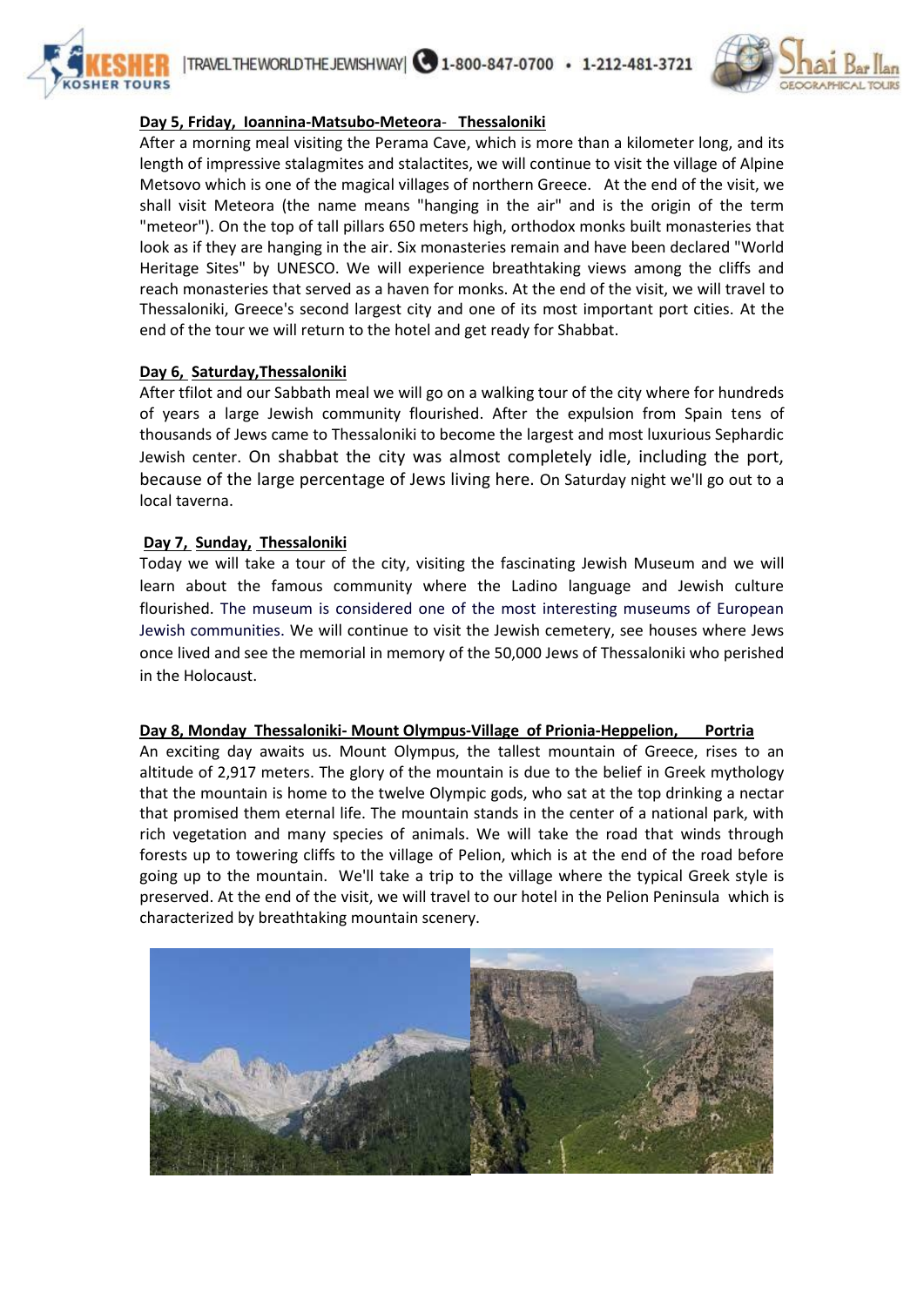**Day 5, Friday, Ioannina-Matsubo-Meteora- Thessaloniki**

After a morning meal visiting the Perama Cave, which is more than a kilometer long, and its length of impressive stalagmites and stalactites, we will continue to visit the village of Alpine Metsovo which is one of the magical villages of northern Greece. At the end of the visit, we shall visit Meteora (the name means "hanging in the air" and is the origin of the term "meteor"). On the top of tall pillars 650 meters high, orthodox monks built monasteries that look as if they are hanging in the air. Six monasteries remain and have been declared "World Heritage Sites" by UNESCO. We will experience breathtaking views among the cliffs and reach monasteries that served as a haven for monks. At the end of the visit, we will travel to Thessaloniki, Greece's second largest city and one of its most important port cities. At the end of the tour we will return to the hotel and get ready for Shabbat.

**Day 6, Saturday,Thessaloniki**

After tfilot and our Sabbath meal we will go on a walking tour of the city where for hundreds of years a large Jewish community flourished. After the expulsion from Spain tens of thousands of Jews came to Thessaloniki to become the largest and most luxurious Sephardic Jewish center. On shabbat the city was almost completely idle, including the port, because of the large percentage of Jews living here. On Saturday night we'll go out to a local taverna.

**Day 7, Sunday, Thessaloniki**

Today we will take a tour of the city, visiting the fascinating Jewish Museum and we will learn about the famous community where the Ladino language and Jewish culture flourished. The museum is considered one of the most interesting museums of European Jewish communities. We will continue to visit the Jewish cemetery, see houses where Jews once lived and see the memorial in memory of the 50,000 Jews of Thessaloniki who perished in the Holocaust.

**Day 8, Monday Thessaloniki- Mount Olympus-Village of Prionia-Heppelion, Portria**

An exciting day awaits us. Mount Olympus, the tallest mountain of Greece, rises to an altitude of 2,917 meters. The glory of the mountain is due to the belief in Greek mythology that the mountain is home to the twelve Olympic gods, who sat at the top drinking a nectar that promised them eternal life. The mountain stands in the center of a national park, with rich vegetation and many species of animals. We will take the road that winds through forests up to towering cliffs to the village of Pelion, which is at the end of the road before going up to the mountain. We'll take a trip to the village where the typical Greek style is preserved. At the end of the visit, we will travel to our hotel in the Pelion Peninsula which is characterized by breathtaking mountain scenery.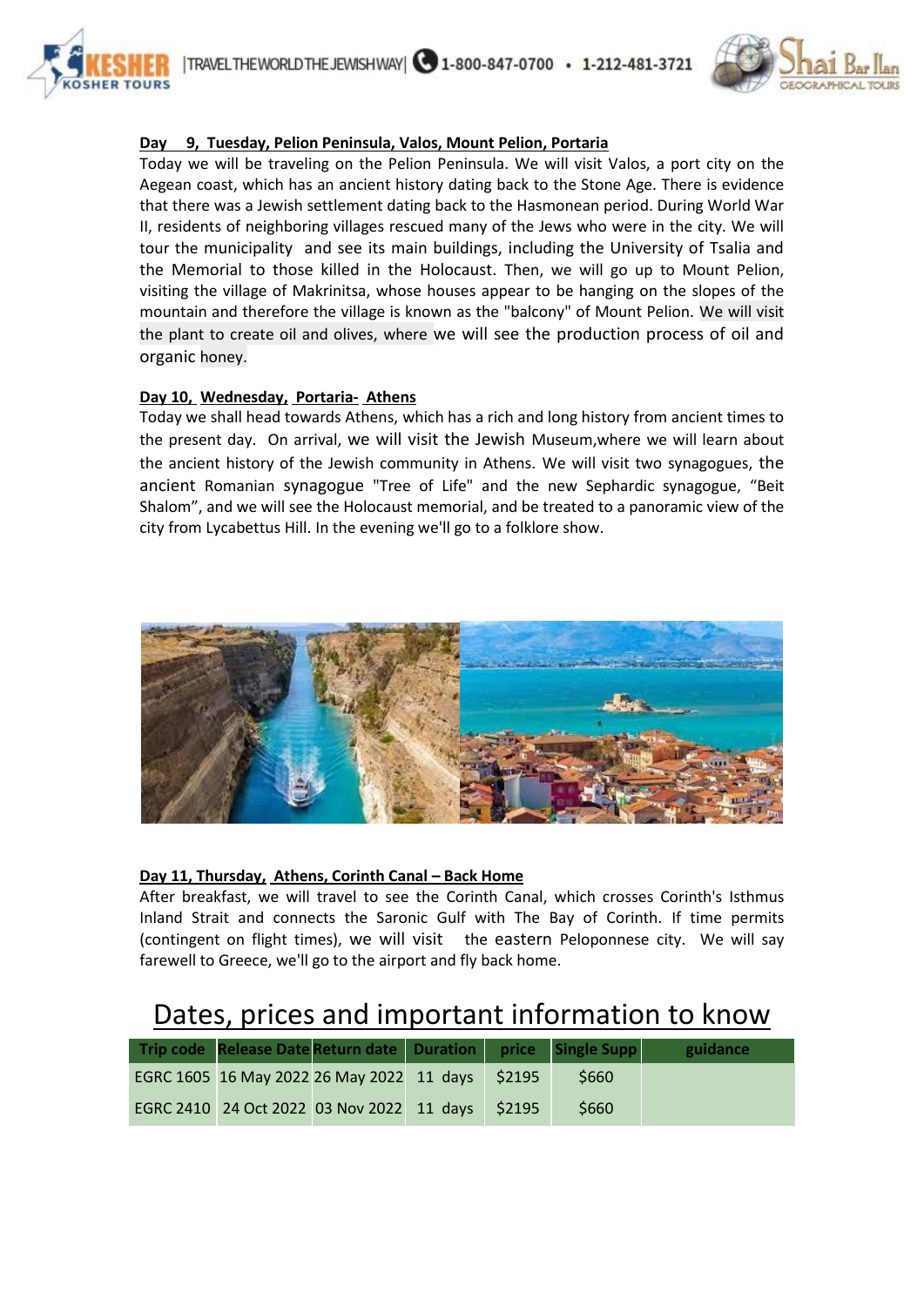**Day 9, Tuesday, Pelion Peninsula, Valos, Mount Pelion, Portaria**

Today we will be traveling on the Pelion Peninsula. We will visit Valos, a port city on the Aegean coast, which has an ancient history dating back to the Stone Age. There is evidence that there was a Jewish settlement dating back to the Hasmonean period. During World War II, residents of neighboring villages rescued many of the Jews who were in the city. We will tour the municipality and see its main buildings, including the University of Tsalia and the Memorial to those killed in the Holocaust. Then, we will go up to Mount Pelion, visiting the village of Makrinitsa, whose houses appear to be hanging on the slopes of the mountain and therefore the village is known as the "balcony" of Mount Pelion. We will visit the plant to create oil and olives, where we will see the production process of oil and organic honey.

**Day 10, Wednesday, Portaria- Athens**

Today we shall head towards Athens, which has a rich and long history from ancient times to the present day. On arrival, we will visit the Jewish Museum,where we will learn about the ancient history of the Jewish community in Athens. We will visit two synagogues, the ancient Romanian synagogue "Tree of Life" and the new Sephardic synagogue, "Beit Shalom", and we will see the Holocaust memorial, and be treated to a panoramic view of the city from Lycabettus Hill. In the evening we'll go to a folklore show.

**Day 11, Thursday, Athens, Corinth Canal – Back Home**

After breakfast, we will travel to see the Corinth Canal, which crosses Corinth's Isthmus Inland Strait and connects the Saronic Gulf with The Bay of Corinth. If time permits (contingent on flight times), we will visit the eastern Peloponnese city. We will say farewell to Greece, we'll go to the airport and fly back home.

# Dates, prices and important information to know

| Trip code | Release Date | Return date | Duration | price | Single Supp | guidance |
|---|---|---|---|---|---|---|
| EGRC 1605 | 16 May 2022 | 26 May 2022 | 11 days | $2195 | $660 | |
| EGRC 2410 | 24 Oct 2022 | 03 Nov 2022 | 11 days | $2195 | $660 | |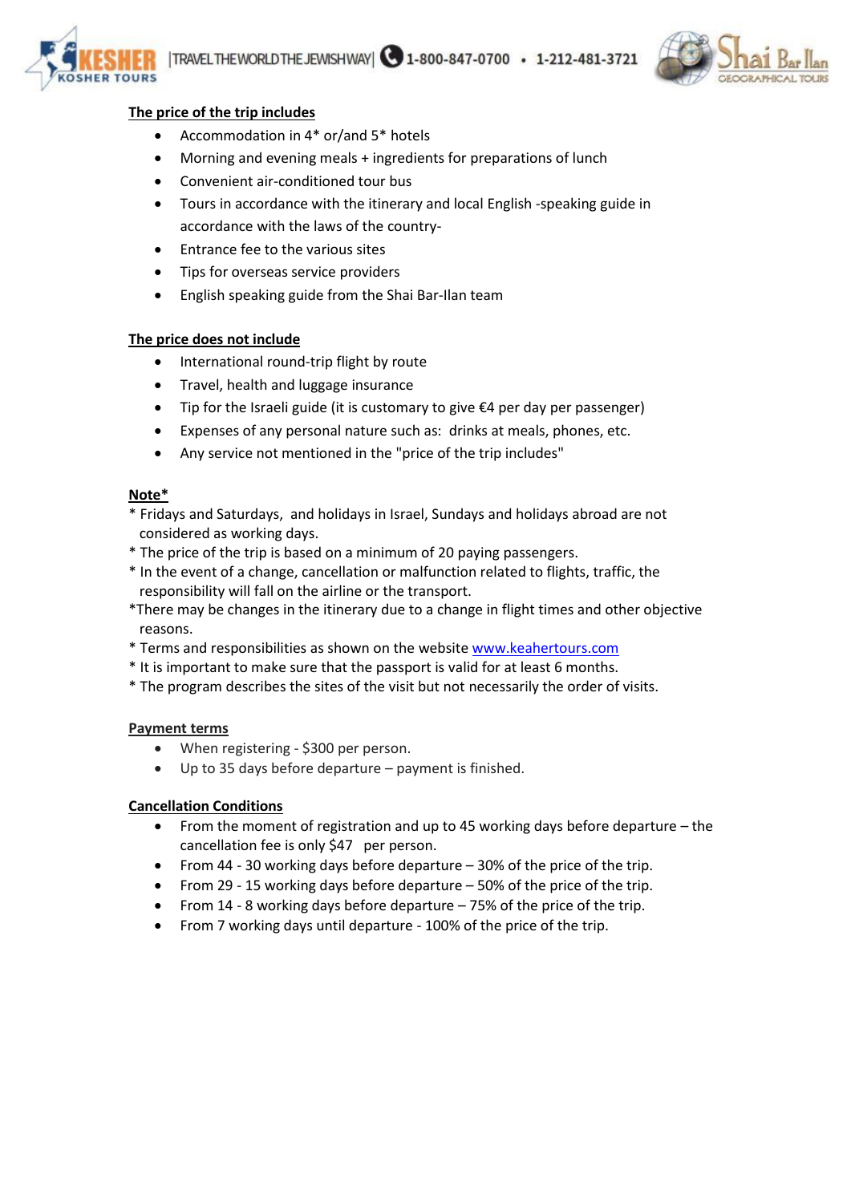**The price of the trip includes**

- Accommodation in 4* or/and 5* hotels
- Morning and evening meals + ingredients for preparations of lunch
- Convenient air-conditioned tour bus
- Tours in accordance with the itinerary and local English -speaking guide in accordance with the laws of the country-
- Entrance fee to the various sites
- Tips for overseas service providers
- English speaking guide from the Shai Bar-Ilan team

**The price does not include**

- International round-trip flight by route
- Travel, health and luggage insurance
- Tip for the Israeli guide (it is customary to give €4 per day per passenger)
- Expenses of any personal nature such as: drinks at meals, phones, etc.
- Any service not mentioned in the "price of the trip includes"

**Note***

* Fridays and Saturdays, and holidays in Israel, Sundays and holidays abroad are not considered as working days.
* The price of the trip is based on a minimum of 20 paying passengers.
* In the event of a change, cancellation or malfunction related to flights, traffic, the responsibility will fall on the airline or the transport.
*There may be changes in the itinerary due to a change in flight times and other objective reasons.
* Terms and responsibilities as shown on the website www.keahertours.com
* It is important to make sure that the passport is valid for at least 6 months.
* The program describes the sites of the visit but not necessarily the order of visits.

**Payment terms**

- When registering - $300 per person.
- Up to 35 days before departure – payment is finished.

**Cancellation Conditions**

- From the moment of registration and up to 45 working days before departure – the cancellation fee is only $47 per person.
- From 44 - 30 working days before departure – 30% of the price of the trip.
- From 29 - 15 working days before departure – 50% of the price of the trip.
- From 14 - 8 working days before departure – 75% of the price of the trip.
- From 7 working days until departure - 100% of the price of the trip.